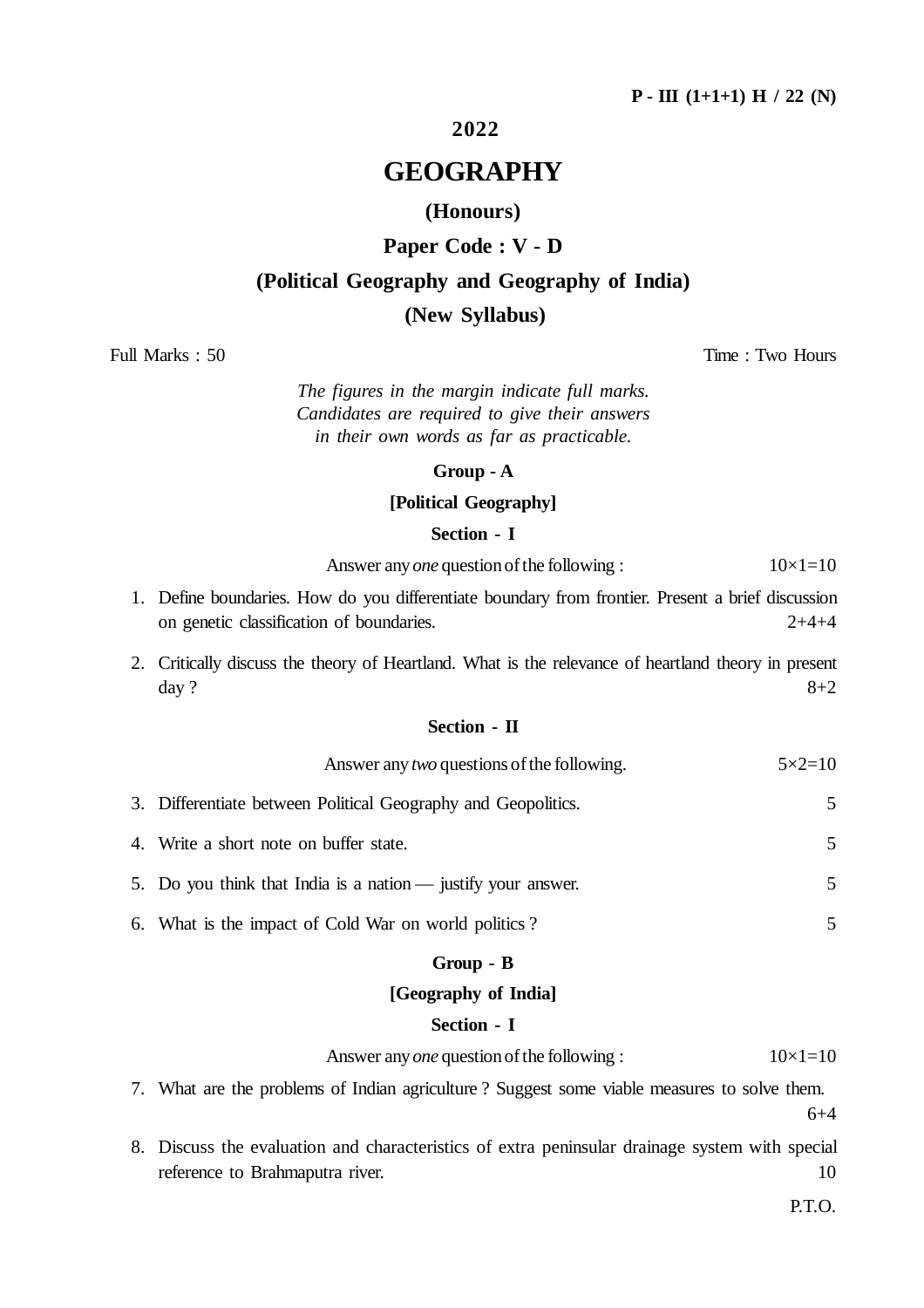P - III (1+1+1) H / 22 (N)

**2022**

# GEOGRAPHY

## (Honours)

## Paper Code : V - D

## (Political Geography and Geography of India)

## (New Syllabus)

Full Marks : 50 | Time : Two Hours

*The figures in the margin indicate full marks. Candidates are required to give their answers in their own words as far as practicable.*

### Group - A

### [Political Geography]

### Section - I

Answer any *one* question of the following : 10×1=10

1. Define boundaries. How do you differentiate boundary from frontier. Present a brief discussion on genetic classification of boundaries. 2+4+4

2. Critically discuss the theory of Heartland. What is the relevance of heartland theory in present day ? 8+2

### Section - II

Answer any *two* questions of the following. 5×2=10

3. Differentiate between Political Geography and Geopolitics. 5

4. Write a short note on buffer state. 5

5. Do you think that India is a nation — justify your answer. 5

6. What is the impact of Cold War on world politics ? 5

### Group - B

### [Geography of India]

### Section - I

Answer any *one* question of the following : 10×1=10

7. What are the problems of Indian agriculture ? Suggest some viable measures to solve them. 6+4

8. Discuss the evaluation and characteristics of extra peninsular drainage system with special reference to Brahmaputra river. 10

P.T.O.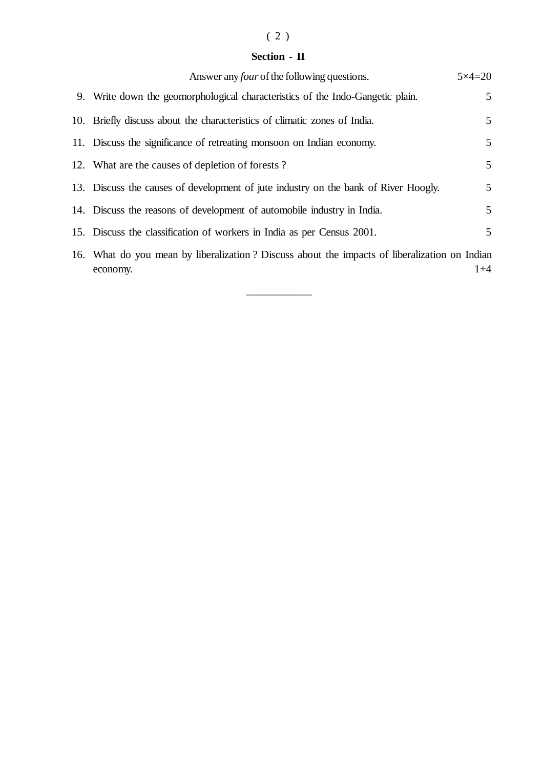## Section - II

Answer any *four* of the following questions. 5×4=20

9. Write down the geomorphological characteristics of the Indo-Gangetic plain. 5

10. Briefly discuss about the characteristics of climatic zones of India. 5

11. Discuss the significance of retreating monsoon on Indian economy. 5

12. What are the causes of depletion of forests ? 5

13. Discuss the causes of development of jute industry on the bank of River Hoogly. 5

14. Discuss the reasons of development of automobile industry in India. 5

15. Discuss the classification of workers in India as per Census 2001. 5

16. What do you mean by liberalization ? Discuss about the impacts of liberalization on Indian economy. 1+4

———————